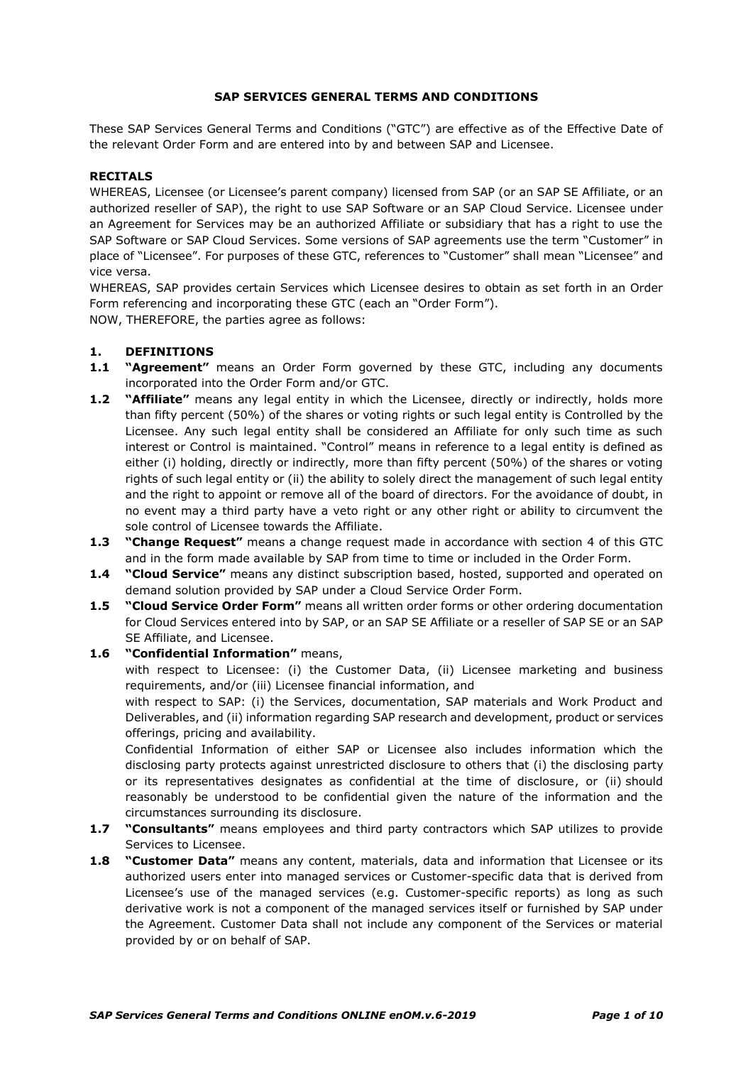# SAP SERVICES GENERAL TERMS AND CONDITIONS

These SAP Services General Terms and Conditions ("GTC") are effective as of the Effective Date of the relevant Order Form and are entered into by and between SAP and Licensee.

**RECITALS**

WHEREAS, Licensee (or Licensee's parent company) licensed from SAP (or an SAP SE Affiliate, or an authorized reseller of SAP), the right to use SAP Software or an SAP Cloud Service. Licensee under an Agreement for Services may be an authorized Affiliate or subsidiary that has a right to use the SAP Software or SAP Cloud Services. Some versions of SAP agreements use the term "Customer" in place of "Licensee". For purposes of these GTC, references to "Customer" shall mean "Licensee" and vice versa.

WHEREAS, SAP provides certain Services which Licensee desires to obtain as set forth in an Order Form referencing and incorporating these GTC (each an "Order Form").

NOW, THEREFORE, the parties agree as follows:

## 1. DEFINITIONS

**1.1 "Agreement"** means an Order Form governed by these GTC, including any documents incorporated into the Order Form and/or GTC.

**1.2 "Affiliate"** means any legal entity in which the Licensee, directly or indirectly, holds more than fifty percent (50%) of the shares or voting rights or such legal entity is Controlled by the Licensee. Any such legal entity shall be considered an Affiliate for only such time as such interest or Control is maintained. "Control" means in reference to a legal entity is defined as either (i) holding, directly or indirectly, more than fifty percent (50%) of the shares or voting rights of such legal entity or (ii) the ability to solely direct the management of such legal entity and the right to appoint or remove all of the board of directors. For the avoidance of doubt, in no event may a third party have a veto right or any other right or ability to circumvent the sole control of Licensee towards the Affiliate.

**1.3 "Change Request"** means a change request made in accordance with section 4 of this GTC and in the form made available by SAP from time to time or included in the Order Form.

**1.4 "Cloud Service"** means any distinct subscription based, hosted, supported and operated on demand solution provided by SAP under a Cloud Service Order Form.

**1.5 "Cloud Service Order Form"** means all written order forms or other ordering documentation for Cloud Services entered into by SAP, or an SAP SE Affiliate or a reseller of SAP SE or an SAP SE Affiliate, and Licensee.

**1.6 "Confidential Information"** means,

with respect to Licensee: (i) the Customer Data, (ii) Licensee marketing and business requirements, and/or (iii) Licensee financial information, and

with respect to SAP: (i) the Services, documentation, SAP materials and Work Product and Deliverables, and (ii) information regarding SAP research and development, product or services offerings, pricing and availability.

Confidential Information of either SAP or Licensee also includes information which the disclosing party protects against unrestricted disclosure to others that (i) the disclosing party or its representatives designates as confidential at the time of disclosure, or (ii) should reasonably be understood to be confidential given the nature of the information and the circumstances surrounding its disclosure.

**1.7 "Consultants"** means employees and third party contractors which SAP utilizes to provide Services to Licensee.

**1.8 "Customer Data"** means any content, materials, data and information that Licensee or its authorized users enter into managed services or Customer-specific data that is derived from Licensee's use of the managed services (e.g. Customer-specific reports) as long as such derivative work is not a component of the managed services itself or furnished by SAP under the Agreement. Customer Data shall not include any component of the Services or material provided by or on behalf of SAP.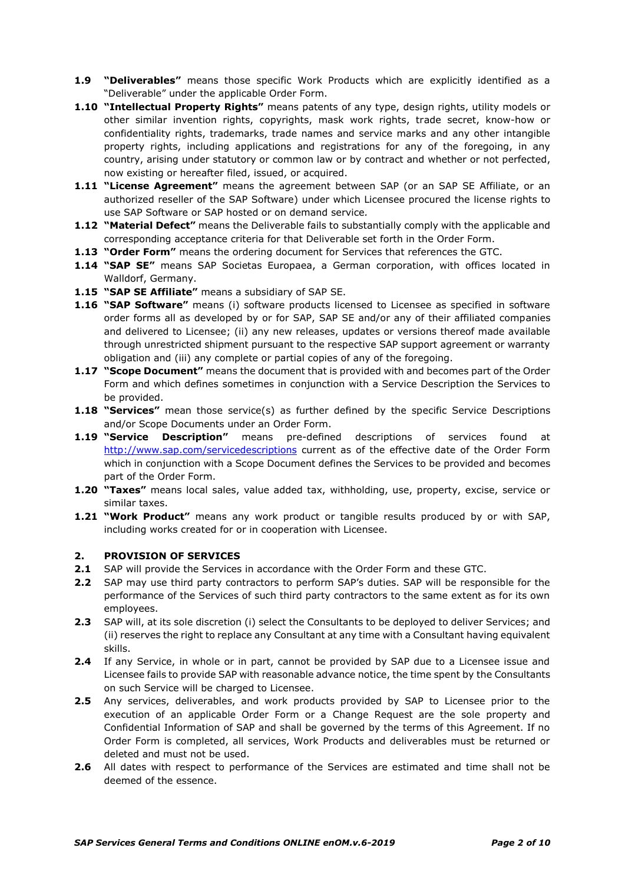**1.9** **"Deliverables"** means those specific Work Products which are explicitly identified as a "Deliverable" under the applicable Order Form.

**1.10** **"Intellectual Property Rights"** means patents of any type, design rights, utility models or other similar invention rights, copyrights, mask work rights, trade secret, know-how or confidentiality rights, trademarks, trade names and service marks and any other intangible property rights, including applications and registrations for any of the foregoing, in any country, arising under statutory or common law or by contract and whether or not perfected, now existing or hereafter filed, issued, or acquired.

**1.11** **"License Agreement"** means the agreement between SAP (or an SAP SE Affiliate, or an authorized reseller of the SAP Software) under which Licensee procured the license rights to use SAP Software or SAP hosted or on demand service.

**1.12** **"Material Defect"** means the Deliverable fails to substantially comply with the applicable and corresponding acceptance criteria for that Deliverable set forth in the Order Form.

**1.13** **"Order Form"** means the ordering document for Services that references the GTC.

**1.14** **"SAP SE"** means SAP Societas Europaea, a German corporation, with offices located in Walldorf, Germany.

**1.15** **"SAP SE Affiliate"** means a subsidiary of SAP SE.

**1.16** **"SAP Software"** means (i) software products licensed to Licensee as specified in software order forms all as developed by or for SAP, SAP SE and/or any of their affiliated companies and delivered to Licensee; (ii) any new releases, updates or versions thereof made available through unrestricted shipment pursuant to the respective SAP support agreement or warranty obligation and (iii) any complete or partial copies of any of the foregoing.

**1.17** **"Scope Document"** means the document that is provided with and becomes part of the Order Form and which defines sometimes in conjunction with a Service Description the Services to be provided.

**1.18** **"Services"** mean those service(s) as further defined by the specific Service Descriptions and/or Scope Documents under an Order Form.

**1.19** **"Service Description"** means pre-defined descriptions of services found at http://www.sap.com/servicedescriptions current as of the effective date of the Order Form which in conjunction with a Scope Document defines the Services to be provided and becomes part of the Order Form.

**1.20** **"Taxes"** means local sales, value added tax, withholding, use, property, excise, service or similar taxes.

**1.21** **"Work Product"** means any work product or tangible results produced by or with SAP, including works created for or in cooperation with Licensee.

## 2. PROVISION OF SERVICES

**2.1** SAP will provide the Services in accordance with the Order Form and these GTC.

**2.2** SAP may use third party contractors to perform SAP's duties. SAP will be responsible for the performance of the Services of such third party contractors to the same extent as for its own employees.

**2.3** SAP will, at its sole discretion (i) select the Consultants to be deployed to deliver Services; and (ii) reserves the right to replace any Consultant at any time with a Consultant having equivalent skills.

**2.4** If any Service, in whole or in part, cannot be provided by SAP due to a Licensee issue and Licensee fails to provide SAP with reasonable advance notice, the time spent by the Consultants on such Service will be charged to Licensee.

**2.5** Any services, deliverables, and work products provided by SAP to Licensee prior to the execution of an applicable Order Form or a Change Request are the sole property and Confidential Information of SAP and shall be governed by the terms of this Agreement. If no Order Form is completed, all services, Work Products and deliverables must be returned or deleted and must not be used.

**2.6** All dates with respect to performance of the Services are estimated and time shall not be deemed of the essence.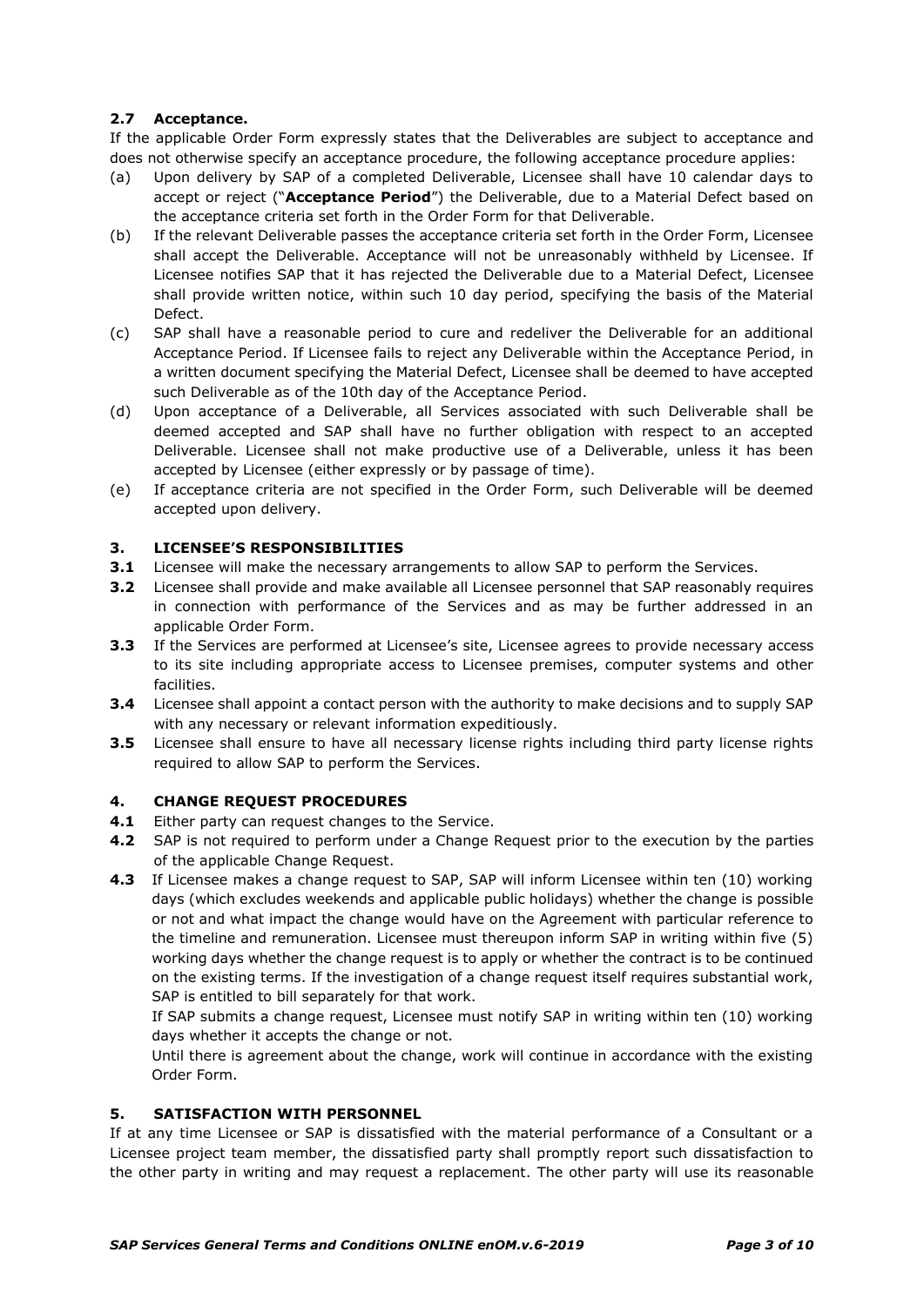### 2.7 Acceptance.

If the applicable Order Form expressly states that the Deliverables are subject to acceptance and does not otherwise specify an acceptance procedure, the following acceptance procedure applies:

(a) Upon delivery by SAP of a completed Deliverable, Licensee shall have 10 calendar days to accept or reject ("**Acceptance Period**") the Deliverable, due to a Material Defect based on the acceptance criteria set forth in the Order Form for that Deliverable.

(b) If the relevant Deliverable passes the acceptance criteria set forth in the Order Form, Licensee shall accept the Deliverable. Acceptance will not be unreasonably withheld by Licensee. If Licensee notifies SAP that it has rejected the Deliverable due to a Material Defect, Licensee shall provide written notice, within such 10 day period, specifying the basis of the Material Defect.

(c) SAP shall have a reasonable period to cure and redeliver the Deliverable for an additional Acceptance Period. If Licensee fails to reject any Deliverable within the Acceptance Period, in a written document specifying the Material Defect, Licensee shall be deemed to have accepted such Deliverable as of the 10th day of the Acceptance Period.

(d) Upon acceptance of a Deliverable, all Services associated with such Deliverable shall be deemed accepted and SAP shall have no further obligation with respect to an accepted Deliverable. Licensee shall not make productive use of a Deliverable, unless it has been accepted by Licensee (either expressly or by passage of time).

(e) If acceptance criteria are not specified in the Order Form, such Deliverable will be deemed accepted upon delivery.

## 3. LICENSEE'S RESPONSIBILITIES

**3.1** Licensee will make the necessary arrangements to allow SAP to perform the Services.

**3.2** Licensee shall provide and make available all Licensee personnel that SAP reasonably requires in connection with performance of the Services and as may be further addressed in an applicable Order Form.

**3.3** If the Services are performed at Licensee's site, Licensee agrees to provide necessary access to its site including appropriate access to Licensee premises, computer systems and other facilities.

**3.4** Licensee shall appoint a contact person with the authority to make decisions and to supply SAP with any necessary or relevant information expeditiously.

**3.5** Licensee shall ensure to have all necessary license rights including third party license rights required to allow SAP to perform the Services.

## 4. CHANGE REQUEST PROCEDURES

**4.1** Either party can request changes to the Service.

**4.2** SAP is not required to perform under a Change Request prior to the execution by the parties of the applicable Change Request.

**4.3** If Licensee makes a change request to SAP, SAP will inform Licensee within ten (10) working days (which excludes weekends and applicable public holidays) whether the change is possible or not and what impact the change would have on the Agreement with particular reference to the timeline and remuneration. Licensee must thereupon inform SAP in writing within five (5) working days whether the change request is to apply or whether the contract is to be continued on the existing terms. If the investigation of a change request itself requires substantial work, SAP is entitled to bill separately for that work.

If SAP submits a change request, Licensee must notify SAP in writing within ten (10) working days whether it accepts the change or not.

Until there is agreement about the change, work will continue in accordance with the existing Order Form.

## 5. SATISFACTION WITH PERSONNEL

If at any time Licensee or SAP is dissatisfied with the material performance of a Consultant or a Licensee project team member, the dissatisfied party shall promptly report such dissatisfaction to the other party in writing and may request a replacement. The other party will use its reasonable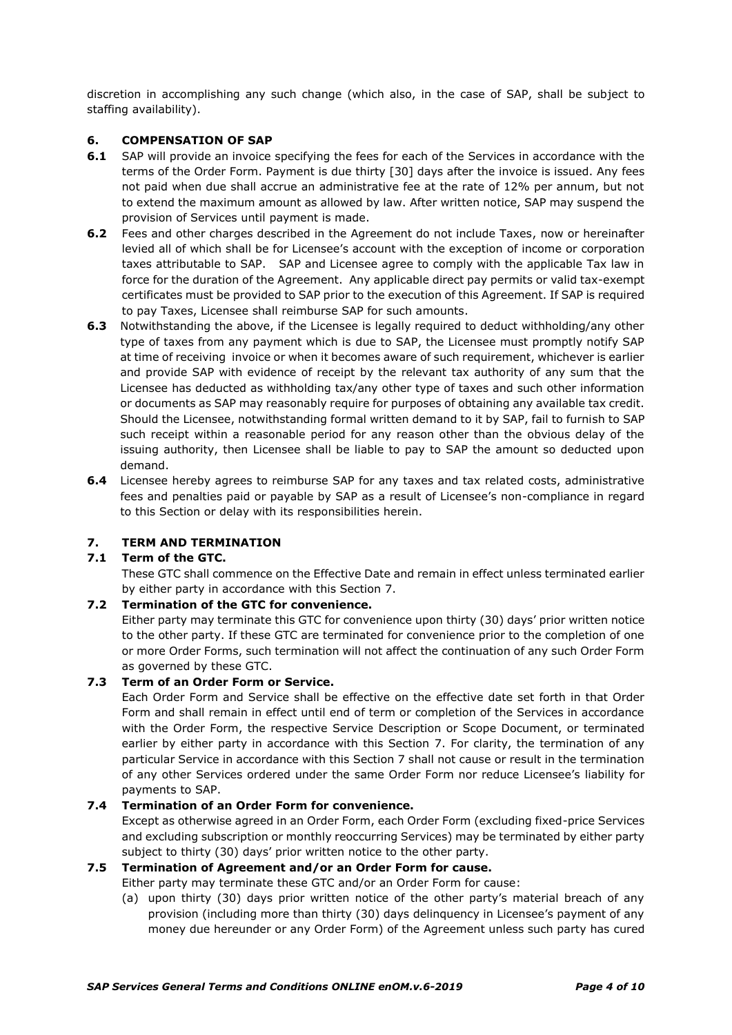discretion in accomplishing any such change (which also, in the case of SAP, shall be subject to staffing availability).

## 6. COMPENSATION OF SAP

**6.1** SAP will provide an invoice specifying the fees for each of the Services in accordance with the terms of the Order Form. Payment is due thirty [30] days after the invoice is issued. Any fees not paid when due shall accrue an administrative fee at the rate of 12% per annum, but not to extend the maximum amount as allowed by law. After written notice, SAP may suspend the provision of Services until payment is made.

**6.2** Fees and other charges described in the Agreement do not include Taxes, now or hereinafter levied all of which shall be for Licensee's account with the exception of income or corporation taxes attributable to SAP. SAP and Licensee agree to comply with the applicable Tax law in force for the duration of the Agreement. Any applicable direct pay permits or valid tax-exempt certificates must be provided to SAP prior to the execution of this Agreement. If SAP is required to pay Taxes, Licensee shall reimburse SAP for such amounts.

**6.3** Notwithstanding the above, if the Licensee is legally required to deduct withholding/any other type of taxes from any payment which is due to SAP, the Licensee must promptly notify SAP at time of receiving invoice or when it becomes aware of such requirement, whichever is earlier and provide SAP with evidence of receipt by the relevant tax authority of any sum that the Licensee has deducted as withholding tax/any other type of taxes and such other information or documents as SAP may reasonably require for purposes of obtaining any available tax credit. Should the Licensee, notwithstanding formal written demand to it by SAP, fail to furnish to SAP such receipt within a reasonable period for any reason other than the obvious delay of the issuing authority, then Licensee shall be liable to pay to SAP the amount so deducted upon demand.

**6.4** Licensee hereby agrees to reimburse SAP for any taxes and tax related costs, administrative fees and penalties paid or payable by SAP as a result of Licensee's non-compliance in regard to this Section or delay with its responsibilities herein.

## 7. TERM AND TERMINATION

### 7.1 Term of the GTC.

These GTC shall commence on the Effective Date and remain in effect unless terminated earlier by either party in accordance with this Section 7.

### 7.2 Termination of the GTC for convenience.

Either party may terminate this GTC for convenience upon thirty (30) days' prior written notice to the other party. If these GTC are terminated for convenience prior to the completion of one or more Order Forms, such termination will not affect the continuation of any such Order Form as governed by these GTC.

### 7.3 Term of an Order Form or Service.

Each Order Form and Service shall be effective on the effective date set forth in that Order Form and shall remain in effect until end of term or completion of the Services in accordance with the Order Form, the respective Service Description or Scope Document, or terminated earlier by either party in accordance with this Section 7. For clarity, the termination of any particular Service in accordance with this Section 7 shall not cause or result in the termination of any other Services ordered under the same Order Form nor reduce Licensee's liability for payments to SAP.

### 7.4 Termination of an Order Form for convenience.

Except as otherwise agreed in an Order Form, each Order Form (excluding fixed-price Services and excluding subscription or monthly reoccurring Services) may be terminated by either party subject to thirty (30) days' prior written notice to the other party.

### 7.5 Termination of Agreement and/or an Order Form for cause.

Either party may terminate these GTC and/or an Order Form for cause:

(a) upon thirty (30) days prior written notice of the other party's material breach of any provision (including more than thirty (30) days delinquency in Licensee's payment of any money due hereunder or any Order Form) of the Agreement unless such party has cured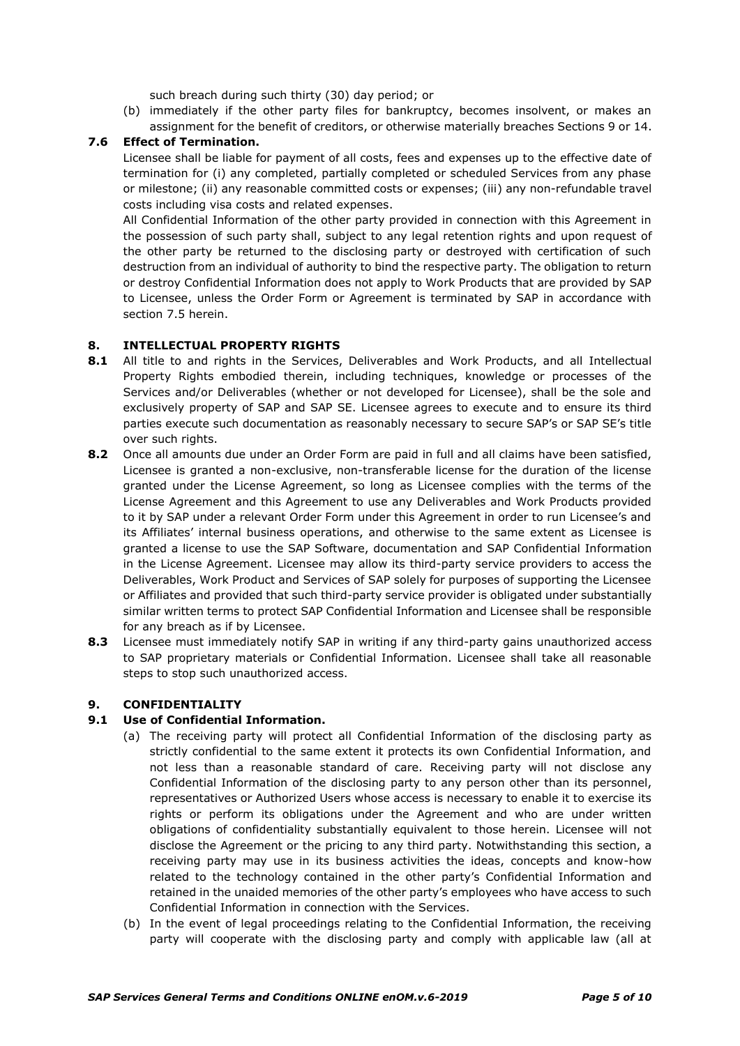such breach during such thirty (30) day period; or

(b) immediately if the other party files for bankruptcy, becomes insolvent, or makes an assignment for the benefit of creditors, or otherwise materially breaches Sections 9 or 14.

**7.6 Effect of Termination.**

Licensee shall be liable for payment of all costs, fees and expenses up to the effective date of termination for (i) any completed, partially completed or scheduled Services from any phase or milestone; (ii) any reasonable committed costs or expenses; (iii) any non-refundable travel costs including visa costs and related expenses.

All Confidential Information of the other party provided in connection with this Agreement in the possession of such party shall, subject to any legal retention rights and upon request of the other party be returned to the disclosing party or destroyed with certification of such destruction from an individual of authority to bind the respective party. The obligation to return or destroy Confidential Information does not apply to Work Products that are provided by SAP to Licensee, unless the Order Form or Agreement is terminated by SAP in accordance with section 7.5 herein.

## 8. INTELLECTUAL PROPERTY RIGHTS

**8.1** All title to and rights in the Services, Deliverables and Work Products, and all Intellectual Property Rights embodied therein, including techniques, knowledge or processes of the Services and/or Deliverables (whether or not developed for Licensee), shall be the sole and exclusively property of SAP and SAP SE. Licensee agrees to execute and to ensure its third parties execute such documentation as reasonably necessary to secure SAP's or SAP SE's title over such rights.

**8.2** Once all amounts due under an Order Form are paid in full and all claims have been satisfied, Licensee is granted a non-exclusive, non-transferable license for the duration of the license granted under the License Agreement, so long as Licensee complies with the terms of the License Agreement and this Agreement to use any Deliverables and Work Products provided to it by SAP under a relevant Order Form under this Agreement in order to run Licensee's and its Affiliates' internal business operations, and otherwise to the same extent as Licensee is granted a license to use the SAP Software, documentation and SAP Confidential Information in the License Agreement. Licensee may allow its third-party service providers to access the Deliverables, Work Product and Services of SAP solely for purposes of supporting the Licensee or Affiliates and provided that such third-party service provider is obligated under substantially similar written terms to protect SAP Confidential Information and Licensee shall be responsible for any breach as if by Licensee.

**8.3** Licensee must immediately notify SAP in writing if any third-party gains unauthorized access to SAP proprietary materials or Confidential Information. Licensee shall take all reasonable steps to stop such unauthorized access.

## 9. CONFIDENTIALITY

**9.1 Use of Confidential Information.**

(a) The receiving party will protect all Confidential Information of the disclosing party as strictly confidential to the same extent it protects its own Confidential Information, and not less than a reasonable standard of care. Receiving party will not disclose any Confidential Information of the disclosing party to any person other than its personnel, representatives or Authorized Users whose access is necessary to enable it to exercise its rights or perform its obligations under the Agreement and who are under written obligations of confidentiality substantially equivalent to those herein. Licensee will not disclose the Agreement or the pricing to any third party. Notwithstanding this section, a receiving party may use in its business activities the ideas, concepts and know-how related to the technology contained in the other party's Confidential Information and retained in the unaided memories of the other party's employees who have access to such Confidential Information in connection with the Services.

(b) In the event of legal proceedings relating to the Confidential Information, the receiving party will cooperate with the disclosing party and comply with applicable law (all at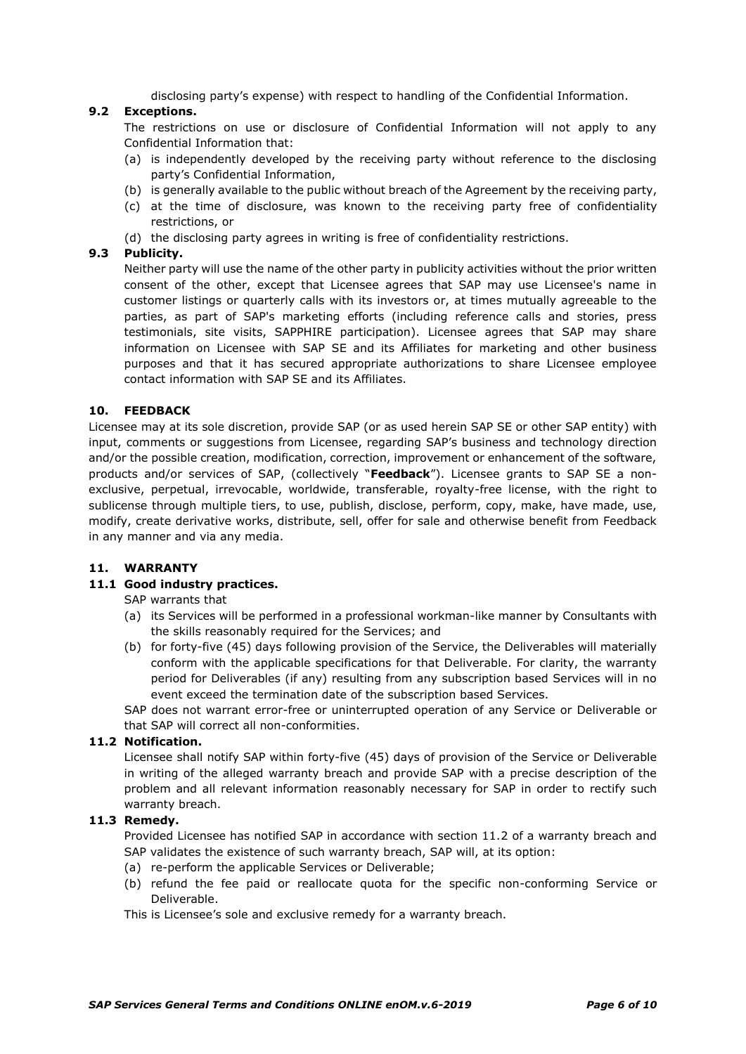disclosing party's expense) with respect to handling of the Confidential Information.

### 9.2 Exceptions.

The restrictions on use or disclosure of Confidential Information will not apply to any Confidential Information that:

(a) is independently developed by the receiving party without reference to the disclosing party's Confidential Information,

(b) is generally available to the public without breach of the Agreement by the receiving party,

(c) at the time of disclosure, was known to the receiving party free of confidentiality restrictions, or

(d) the disclosing party agrees in writing is free of confidentiality restrictions.

### 9.3 Publicity.

Neither party will use the name of the other party in publicity activities without the prior written consent of the other, except that Licensee agrees that SAP may use Licensee's name in customer listings or quarterly calls with its investors or, at times mutually agreeable to the parties, as part of SAP's marketing efforts (including reference calls and stories, press testimonials, site visits, SAPPHIRE participation). Licensee agrees that SAP may share information on Licensee with SAP SE and its Affiliates for marketing and other business purposes and that it has secured appropriate authorizations to share Licensee employee contact information with SAP SE and its Affiliates.

## 10. FEEDBACK

Licensee may at its sole discretion, provide SAP (or as used herein SAP SE or other SAP entity) with input, comments or suggestions from Licensee, regarding SAP's business and technology direction and/or the possible creation, modification, correction, improvement or enhancement of the software, products and/or services of SAP, (collectively "**Feedback**"). Licensee grants to SAP SE a non-exclusive, perpetual, irrevocable, worldwide, transferable, royalty-free license, with the right to sublicense through multiple tiers, to use, publish, disclose, perform, copy, make, have made, use, modify, create derivative works, distribute, sell, offer for sale and otherwise benefit from Feedback in any manner and via any media.

## 11. WARRANTY

### 11.1 Good industry practices.

SAP warrants that

(a) its Services will be performed in a professional workman-like manner by Consultants with the skills reasonably required for the Services; and

(b) for forty-five (45) days following provision of the Service, the Deliverables will materially conform with the applicable specifications for that Deliverable. For clarity, the warranty period for Deliverables (if any) resulting from any subscription based Services will in no event exceed the termination date of the subscription based Services.

SAP does not warrant error-free or uninterrupted operation of any Service or Deliverable or that SAP will correct all non-conformities.

### 11.2 Notification.

Licensee shall notify SAP within forty-five (45) days of provision of the Service or Deliverable in writing of the alleged warranty breach and provide SAP with a precise description of the problem and all relevant information reasonably necessary for SAP in order to rectify such warranty breach.

### 11.3 Remedy.

Provided Licensee has notified SAP in accordance with section 11.2 of a warranty breach and SAP validates the existence of such warranty breach, SAP will, at its option:

(a) re-perform the applicable Services or Deliverable;

(b) refund the fee paid or reallocate quota for the specific non-conforming Service or Deliverable.

This is Licensee's sole and exclusive remedy for a warranty breach.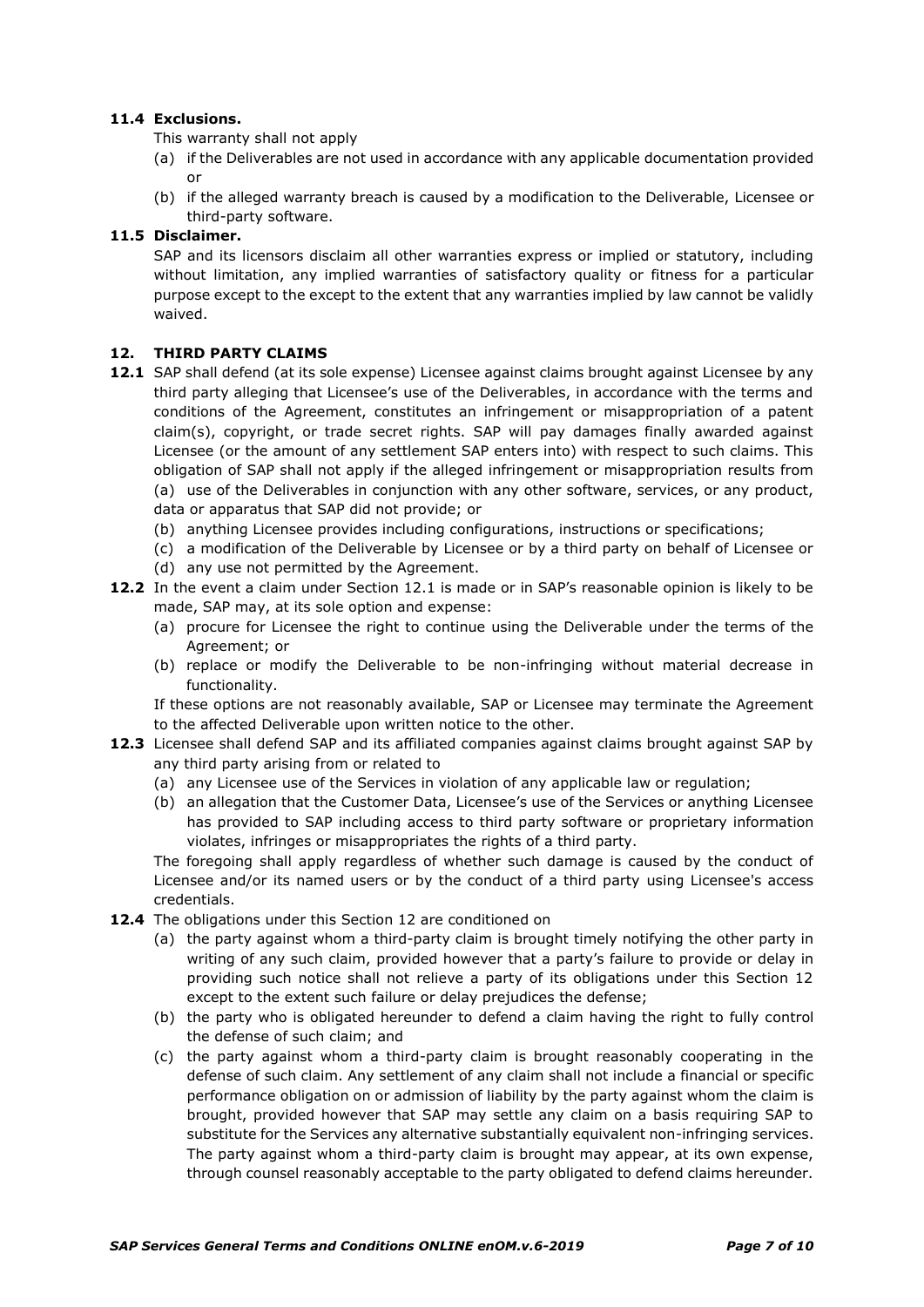**11.4 Exclusions.**

This warranty shall not apply

(a) if the Deliverables are not used in accordance with any applicable documentation provided or

(b) if the alleged warranty breach is caused by a modification to the Deliverable, Licensee or third-party software.

**11.5 Disclaimer.**

SAP and its licensors disclaim all other warranties express or implied or statutory, including without limitation, any implied warranties of satisfactory quality or fitness for a particular purpose except to the except to the extent that any warranties implied by law cannot be validly waived.

## 12. THIRD PARTY CLAIMS

**12.1** SAP shall defend (at its sole expense) Licensee against claims brought against Licensee by any third party alleging that Licensee's use of the Deliverables, in accordance with the terms and conditions of the Agreement, constitutes an infringement or misappropriation of a patent claim(s), copyright, or trade secret rights. SAP will pay damages finally awarded against Licensee (or the amount of any settlement SAP enters into) with respect to such claims. This obligation of SAP shall not apply if the alleged infringement or misappropriation results from

(a) use of the Deliverables in conjunction with any other software, services, or any product, data or apparatus that SAP did not provide; or

(b) anything Licensee provides including configurations, instructions or specifications;

(c) a modification of the Deliverable by Licensee or by a third party on behalf of Licensee or

(d) any use not permitted by the Agreement.

**12.2** In the event a claim under Section 12.1 is made or in SAP's reasonable opinion is likely to be made, SAP may, at its sole option and expense:

(a) procure for Licensee the right to continue using the Deliverable under the terms of the Agreement; or

(b) replace or modify the Deliverable to be non-infringing without material decrease in functionality.

If these options are not reasonably available, SAP or Licensee may terminate the Agreement to the affected Deliverable upon written notice to the other.

**12.3** Licensee shall defend SAP and its affiliated companies against claims brought against SAP by any third party arising from or related to

(a) any Licensee use of the Services in violation of any applicable law or regulation;

(b) an allegation that the Customer Data, Licensee's use of the Services or anything Licensee has provided to SAP including access to third party software or proprietary information violates, infringes or misappropriates the rights of a third party.

The foregoing shall apply regardless of whether such damage is caused by the conduct of Licensee and/or its named users or by the conduct of a third party using Licensee's access credentials.

**12.4** The obligations under this Section 12 are conditioned on

(a) the party against whom a third-party claim is brought timely notifying the other party in writing of any such claim, provided however that a party's failure to provide or delay in providing such notice shall not relieve a party of its obligations under this Section 12 except to the extent such failure or delay prejudices the defense;

(b) the party who is obligated hereunder to defend a claim having the right to fully control the defense of such claim; and

(c) the party against whom a third-party claim is brought reasonably cooperating in the defense of such claim. Any settlement of any claim shall not include a financial or specific performance obligation on or admission of liability by the party against whom the claim is brought, provided however that SAP may settle any claim on a basis requiring SAP to substitute for the Services any alternative substantially equivalent non-infringing services. The party against whom a third-party claim is brought may appear, at its own expense, through counsel reasonably acceptable to the party obligated to defend claims hereunder.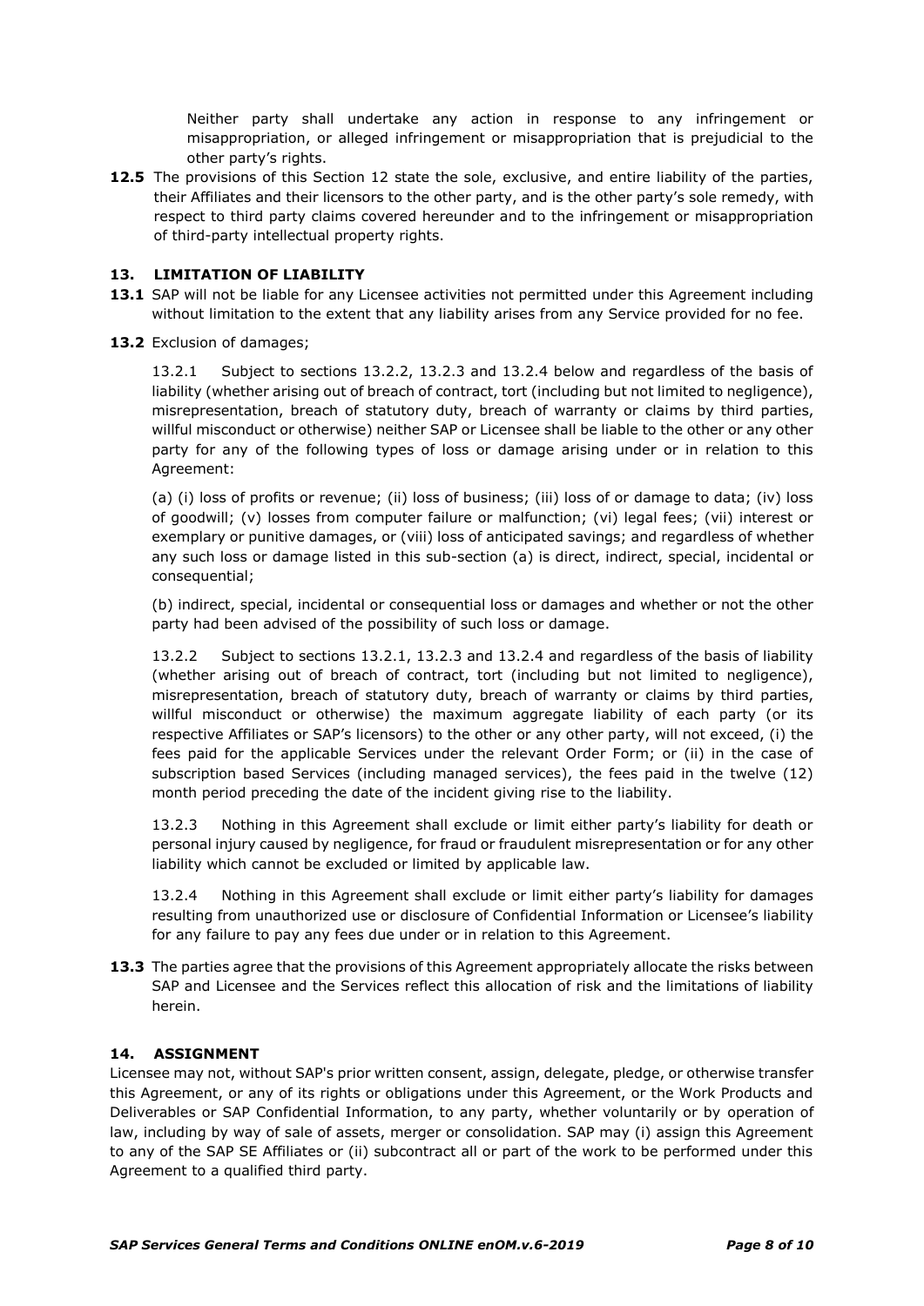Neither party shall undertake any action in response to any infringement or misappropriation, or alleged infringement or misappropriation that is prejudicial to the other party's rights.

**12.5** The provisions of this Section 12 state the sole, exclusive, and entire liability of the parties, their Affiliates and their licensors to the other party, and is the other party's sole remedy, with respect to third party claims covered hereunder and to the infringement or misappropriation of third-party intellectual property rights.

## 13. LIMITATION OF LIABILITY

**13.1** SAP will not be liable for any Licensee activities not permitted under this Agreement including without limitation to the extent that any liability arises from any Service provided for no fee.

**13.2** Exclusion of damages;

13.2.1 Subject to sections 13.2.2, 13.2.3 and 13.2.4 below and regardless of the basis of liability (whether arising out of breach of contract, tort (including but not limited to negligence), misrepresentation, breach of statutory duty, breach of warranty or claims by third parties, willful misconduct or otherwise) neither SAP or Licensee shall be liable to the other or any other party for any of the following types of loss or damage arising under or in relation to this Agreement:

(a) (i) loss of profits or revenue; (ii) loss of business; (iii) loss of or damage to data; (iv) loss of goodwill; (v) losses from computer failure or malfunction; (vi) legal fees; (vii) interest or exemplary or punitive damages, or (viii) loss of anticipated savings; and regardless of whether any such loss or damage listed in this sub-section (a) is direct, indirect, special, incidental or consequential;

(b) indirect, special, incidental or consequential loss or damages and whether or not the other party had been advised of the possibility of such loss or damage.

13.2.2 Subject to sections 13.2.1, 13.2.3 and 13.2.4 and regardless of the basis of liability (whether arising out of breach of contract, tort (including but not limited to negligence), misrepresentation, breach of statutory duty, breach of warranty or claims by third parties, willful misconduct or otherwise) the maximum aggregate liability of each party (or its respective Affiliates or SAP's licensors) to the other or any other party, will not exceed, (i) the fees paid for the applicable Services under the relevant Order Form; or (ii) in the case of subscription based Services (including managed services), the fees paid in the twelve (12) month period preceding the date of the incident giving rise to the liability.

13.2.3 Nothing in this Agreement shall exclude or limit either party's liability for death or personal injury caused by negligence, for fraud or fraudulent misrepresentation or for any other liability which cannot be excluded or limited by applicable law.

13.2.4 Nothing in this Agreement shall exclude or limit either party's liability for damages resulting from unauthorized use or disclosure of Confidential Information or Licensee's liability for any failure to pay any fees due under or in relation to this Agreement.

**13.3** The parties agree that the provisions of this Agreement appropriately allocate the risks between SAP and Licensee and the Services reflect this allocation of risk and the limitations of liability herein.

## 14. ASSIGNMENT

Licensee may not, without SAP's prior written consent, assign, delegate, pledge, or otherwise transfer this Agreement, or any of its rights or obligations under this Agreement, or the Work Products and Deliverables or SAP Confidential Information, to any party, whether voluntarily or by operation of law, including by way of sale of assets, merger or consolidation. SAP may (i) assign this Agreement to any of the SAP SE Affiliates or (ii) subcontract all or part of the work to be performed under this Agreement to a qualified third party.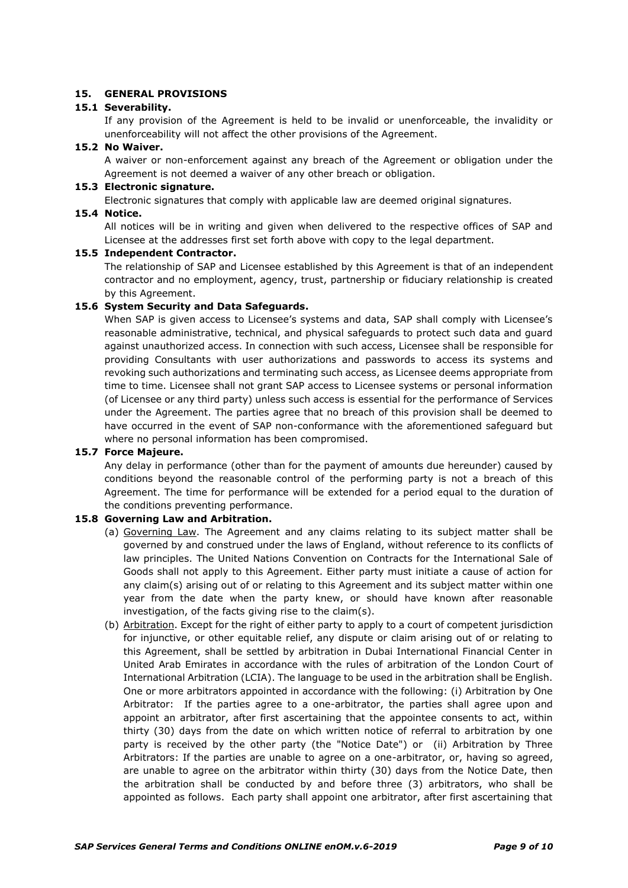## 15. GENERAL PROVISIONS

### 15.1 Severability.

If any provision of the Agreement is held to be invalid or unenforceable, the invalidity or unenforceability will not affect the other provisions of the Agreement.

### 15.2 No Waiver.

A waiver or non-enforcement against any breach of the Agreement or obligation under the Agreement is not deemed a waiver of any other breach or obligation.

### 15.3 Electronic signature.

Electronic signatures that comply with applicable law are deemed original signatures.

### 15.4 Notice.

All notices will be in writing and given when delivered to the respective offices of SAP and Licensee at the addresses first set forth above with copy to the legal department.

### 15.5 Independent Contractor.

The relationship of SAP and Licensee established by this Agreement is that of an independent contractor and no employment, agency, trust, partnership or fiduciary relationship is created by this Agreement.

### 15.6 System Security and Data Safeguards.

When SAP is given access to Licensee's systems and data, SAP shall comply with Licensee's reasonable administrative, technical, and physical safeguards to protect such data and guard against unauthorized access. In connection with such access, Licensee shall be responsible for providing Consultants with user authorizations and passwords to access its systems and revoking such authorizations and terminating such access, as Licensee deems appropriate from time to time. Licensee shall not grant SAP access to Licensee systems or personal information (of Licensee or any third party) unless such access is essential for the performance of Services under the Agreement. The parties agree that no breach of this provision shall be deemed to have occurred in the event of SAP non-conformance with the aforementioned safeguard but where no personal information has been compromised.

### 15.7 Force Majeure.

Any delay in performance (other than for the payment of amounts due hereunder) caused by conditions beyond the reasonable control of the performing party is not a breach of this Agreement. The time for performance will be extended for a period equal to the duration of the conditions preventing performance.

### 15.8 Governing Law and Arbitration.

(a) Governing Law. The Agreement and any claims relating to its subject matter shall be governed by and construed under the laws of England, without reference to its conflicts of law principles. The United Nations Convention on Contracts for the International Sale of Goods shall not apply to this Agreement. Either party must initiate a cause of action for any claim(s) arising out of or relating to this Agreement and its subject matter within one year from the date when the party knew, or should have known after reasonable investigation, of the facts giving rise to the claim(s).

(b) Arbitration. Except for the right of either party to apply to a court of competent jurisdiction for injunctive, or other equitable relief, any dispute or claim arising out of or relating to this Agreement, shall be settled by arbitration in Dubai International Financial Center in United Arab Emirates in accordance with the rules of arbitration of the London Court of International Arbitration (LCIA). The language to be used in the arbitration shall be English. One or more arbitrators appointed in accordance with the following: (i) Arbitration by One Arbitrator: If the parties agree to a one-arbitrator, the parties shall agree upon and appoint an arbitrator, after first ascertaining that the appointee consents to act, within thirty (30) days from the date on which written notice of referral to arbitration by one party is received by the other party (the "Notice Date") or (ii) Arbitration by Three Arbitrators: If the parties are unable to agree on a one-arbitrator, or, having so agreed, are unable to agree on the arbitrator within thirty (30) days from the Notice Date, then the arbitration shall be conducted by and before three (3) arbitrators, who shall be appointed as follows. Each party shall appoint one arbitrator, after first ascertaining that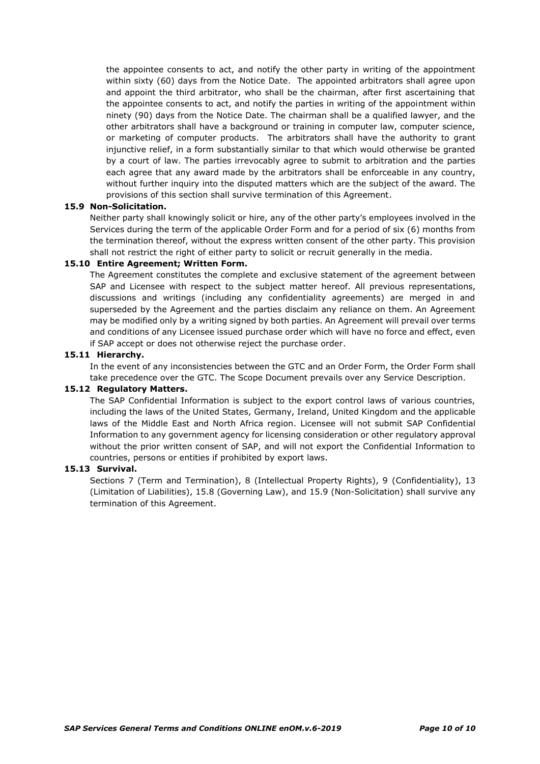the appointee consents to act, and notify the other party in writing of the appointment within sixty (60) days from the Notice Date. The appointed arbitrators shall agree upon and appoint the third arbitrator, who shall be the chairman, after first ascertaining that the appointee consents to act, and notify the parties in writing of the appointment within ninety (90) days from the Notice Date. The chairman shall be a qualified lawyer, and the other arbitrators shall have a background or training in computer law, computer science, or marketing of computer products. The arbitrators shall have the authority to grant injunctive relief, in a form substantially similar to that which would otherwise be granted by a court of law. The parties irrevocably agree to submit to arbitration and the parties each agree that any award made by the arbitrators shall be enforceable in any country, without further inquiry into the disputed matters which are the subject of the award. The provisions of this section shall survive termination of this Agreement.

**15.9 Non-Solicitation.**

Neither party shall knowingly solicit or hire, any of the other party's employees involved in the Services during the term of the applicable Order Form and for a period of six (6) months from the termination thereof, without the express written consent of the other party. This provision shall not restrict the right of either party to solicit or recruit generally in the media.

**15.10 Entire Agreement; Written Form.**

The Agreement constitutes the complete and exclusive statement of the agreement between SAP and Licensee with respect to the subject matter hereof. All previous representations, discussions and writings (including any confidentiality agreements) are merged in and superseded by the Agreement and the parties disclaim any reliance on them. An Agreement may be modified only by a writing signed by both parties. An Agreement will prevail over terms and conditions of any Licensee issued purchase order which will have no force and effect, even if SAP accept or does not otherwise reject the purchase order.

**15.11 Hierarchy.**

In the event of any inconsistencies between the GTC and an Order Form, the Order Form shall take precedence over the GTC. The Scope Document prevails over any Service Description.

**15.12 Regulatory Matters.**

The SAP Confidential Information is subject to the export control laws of various countries, including the laws of the United States, Germany, Ireland, United Kingdom and the applicable laws of the Middle East and North Africa region. Licensee will not submit SAP Confidential Information to any government agency for licensing consideration or other regulatory approval without the prior written consent of SAP, and will not export the Confidential Information to countries, persons or entities if prohibited by export laws.

**15.13 Survival.**

Sections 7 (Term and Termination), 8 (Intellectual Property Rights), 9 (Confidentiality), 13 (Limitation of Liabilities), 15.8 (Governing Law), and 15.9 (Non-Solicitation) shall survive any termination of this Agreement.